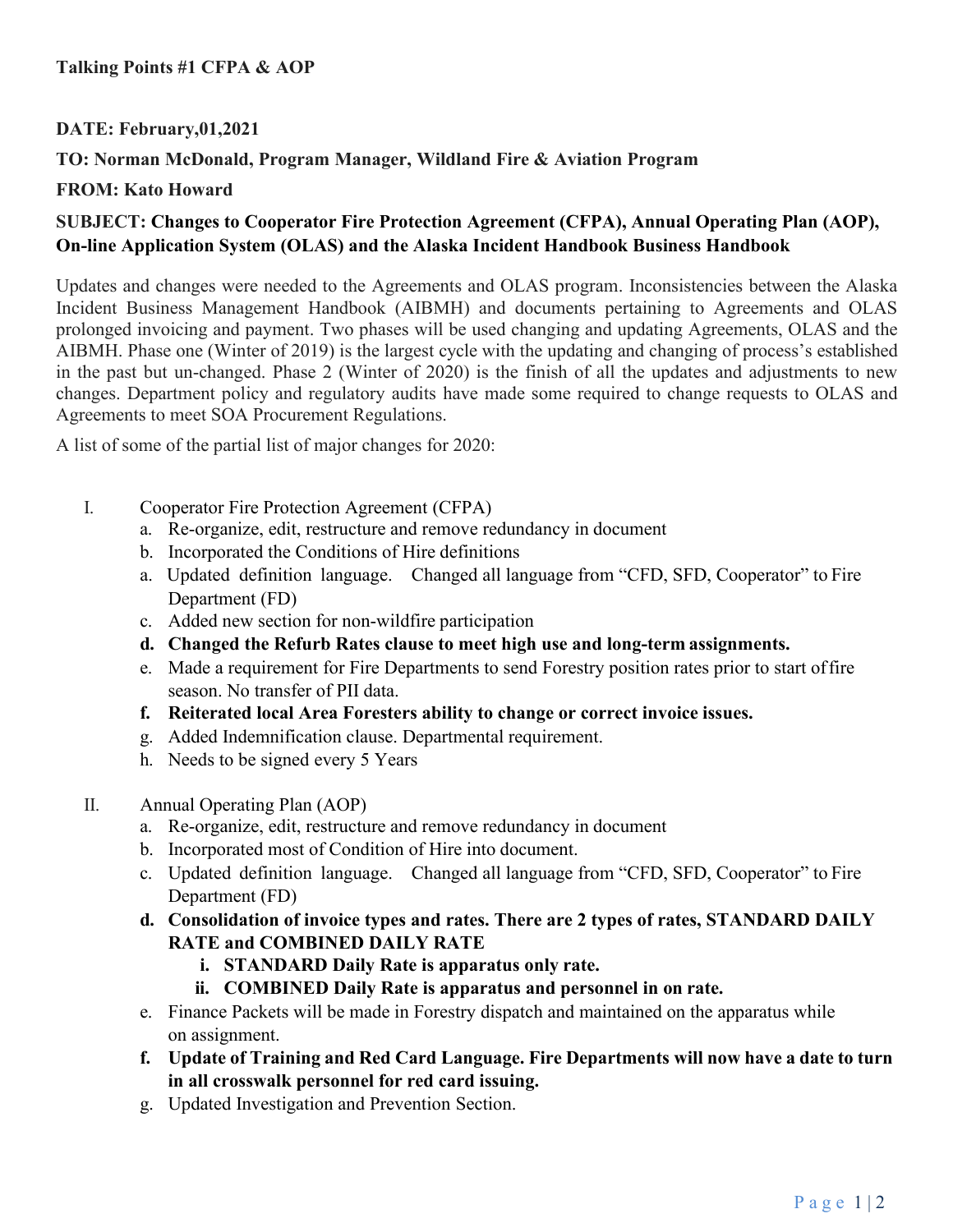**Talking Points #1 CFPA & AOP**

**DATE: February,01,2021**

**TO: Norman McDonald, Program Manager, Wildland Fire & Aviation Program**

**FROM: Kato Howard**

**SUBJECT: Changes to Cooperator Fire Protection Agreement (CFPA), Annual Operating Plan (AOP), On-line Application System (OLAS) and the Alaska Incident Handbook Business Handbook**

Updates and changes were needed to the Agreements and OLAS program. Inconsistencies between the Alaska Incident Business Management Handbook (AIBMH) and documents pertaining to Agreements and OLAS prolonged invoicing and payment. Two phases will be used changing and updating Agreements, OLAS and the AIBMH. Phase one (Winter of 2019) is the largest cycle with the updating and changing of process's established in the past but un-changed. Phase 2 (Winter of 2020) is the finish of all the updates and adjustments to new changes. Department policy and regulatory audits have made some required to change requests to OLAS and Agreements to meet SOA Procurement Regulations.

A list of some of the partial list of major changes for 2020:

I. Cooperator Fire Protection Agreement (CFPA)
   a. Re-organize, edit, restructure and remove redundancy in document
   b. Incorporated the Conditions of Hire definitions
   a. Updated definition language. Changed all language from "CFD, SFD, Cooperator" to Fire Department (FD)
   c. Added new section for non-wildfire participation
   d. **Changed the Refurb Rates clause to meet high use and long-term assignments.**
   e. Made a requirement for Fire Departments to send Forestry position rates prior to start of fire season. No transfer of PII data.
   f. **Reiterated local Area Foresters ability to change or correct invoice issues.**
   g. Added Indemnification clause. Departmental requirement.
   h. Needs to be signed every 5 Years

II. Annual Operating Plan (AOP)
   a. Re-organize, edit, restructure and remove redundancy in document
   b. Incorporated most of Condition of Hire into document.
   c. Updated definition language. Changed all language from "CFD, SFD, Cooperator" to Fire Department (FD)
   d. **Consolidation of invoice types and rates. There are 2 types of rates, STANDARD DAILY RATE and COMBINED DAILY RATE**
      i. **STANDARD Daily Rate is apparatus only rate.**
      ii. **COMBINED Daily Rate is apparatus and personnel in on rate.**
   e. Finance Packets will be made in Forestry dispatch and maintained on the apparatus while on assignment.
   f. **Update of Training and Red Card Language. Fire Departments will now have a date to turn in all crosswalk personnel for red card issuing.**
   g. Updated Investigation and Prevention Section.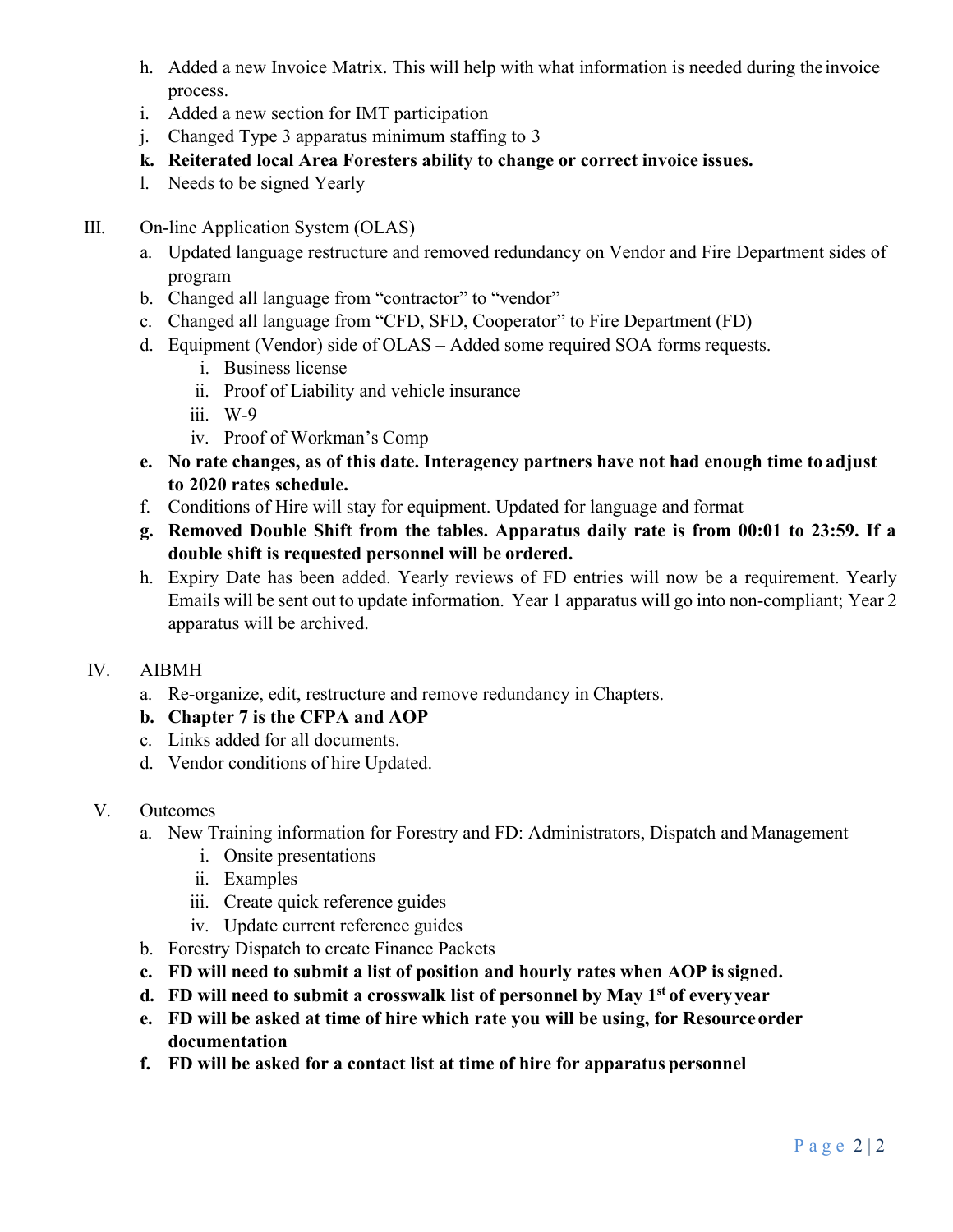h. Added a new Invoice Matrix. This will help with what information is needed during the invoice process.
i. Added a new section for IMT participation
j. Changed Type 3 apparatus minimum staffing to 3
**k. Reiterated local Area Foresters ability to change or correct invoice issues.**
l. Needs to be signed Yearly

III. On-line Application System (OLAS)
   a. Updated language restructure and removed redundancy on Vendor and Fire Department sides of program
   b. Changed all language from "contractor" to "vendor"
   c. Changed all language from "CFD, SFD, Cooperator" to Fire Department (FD)
   d. Equipment (Vendor) side of OLAS – Added some required SOA forms requests.
      i. Business license
      ii. Proof of Liability and vehicle insurance
      iii. W-9
      iv. Proof of Workman's Comp
   **e. No rate changes, as of this date. Interagency partners have not had enough time to adjust to 2020 rates schedule.**
   f. Conditions of Hire will stay for equipment. Updated for language and format
   **g. Removed Double Shift from the tables. Apparatus daily rate is from 00:01 to 23:59. If a double shift is requested personnel will be ordered.**
   h. Expiry Date has been added. Yearly reviews of FD entries will now be a requirement. Yearly Emails will be sent out to update information. Year 1 apparatus will go into non-compliant; Year 2 apparatus will be archived.

IV. AIBMH
   a. Re-organize, edit, restructure and remove redundancy in Chapters.
   **b. Chapter 7 is the CFPA and AOP**
   c. Links added for all documents.
   d. Vendor conditions of hire Updated.

V. Outcomes
   a. New Training information for Forestry and FD: Administrators, Dispatch and Management
      i. Onsite presentations
      ii. Examples
      iii. Create quick reference guides
      iv. Update current reference guides
   b. Forestry Dispatch to create Finance Packets
   **c. FD will need to submit a list of position and hourly rates when AOP is signed.**
   **d. FD will need to submit a crosswalk list of personnel by May 1st of every year**
   **e. FD will be asked at time of hire which rate you will be using, for Resource order documentation**
   **f. FD will be asked for a contact list at time of hire for apparatus personnel**